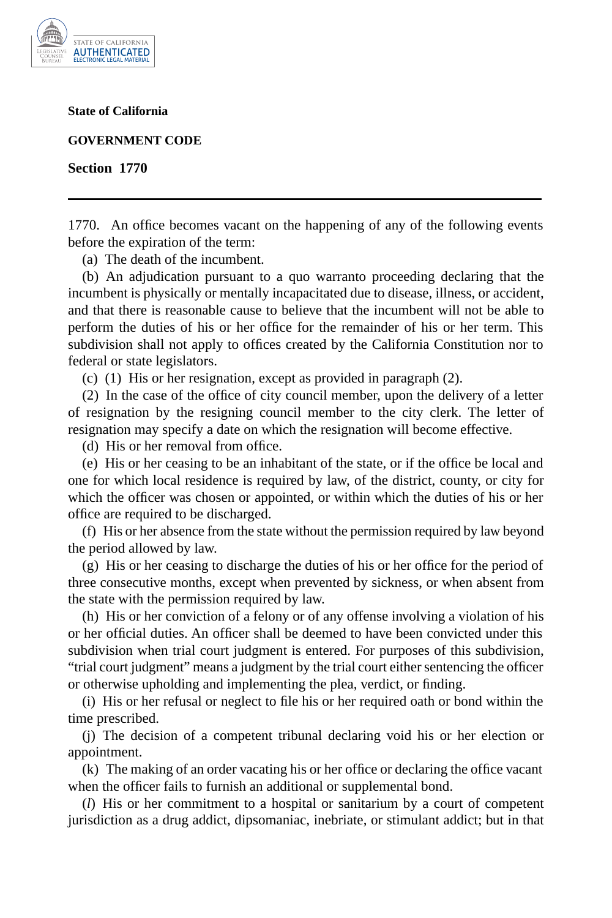**State of California**

**GOVERNMENT CODE**

**Section 1770**

---

1770. An office becomes vacant on the happening of any of the following events before the expiration of the term:

(a) The death of the incumbent.

(b) An adjudication pursuant to a quo warranto proceeding declaring that the incumbent is physically or mentally incapacitated due to disease, illness, or accident, and that there is reasonable cause to believe that the incumbent will not be able to perform the duties of his or her office for the remainder of his or her term. This subdivision shall not apply to offices created by the California Constitution nor to federal or state legislators.

(c) (1) His or her resignation, except as provided in paragraph (2).

(2) In the case of the office of city council member, upon the delivery of a letter of resignation by the resigning council member to the city clerk. The letter of resignation may specify a date on which the resignation will become effective.

(d) His or her removal from office.

(e) His or her ceasing to be an inhabitant of the state, or if the office be local and one for which local residence is required by law, of the district, county, or city for which the officer was chosen or appointed, or within which the duties of his or her office are required to be discharged.

(f) His or her absence from the state without the permission required by law beyond the period allowed by law.

(g) His or her ceasing to discharge the duties of his or her office for the period of three consecutive months, except when prevented by sickness, or when absent from the state with the permission required by law.

(h) His or her conviction of a felony or of any offense involving a violation of his or her official duties. An officer shall be deemed to have been convicted under this subdivision when trial court judgment is entered. For purposes of this subdivision, "trial court judgment" means a judgment by the trial court either sentencing the officer or otherwise upholding and implementing the plea, verdict, or finding.

(i) His or her refusal or neglect to file his or her required oath or bond within the time prescribed.

(j) The decision of a competent tribunal declaring void his or her election or appointment.

(k) The making of an order vacating his or her office or declaring the office vacant when the officer fails to furnish an additional or supplemental bond.

(*l*) His or her commitment to a hospital or sanitarium by a court of competent jurisdiction as a drug addict, dipsomaniac, inebriate, or stimulant addict; but in that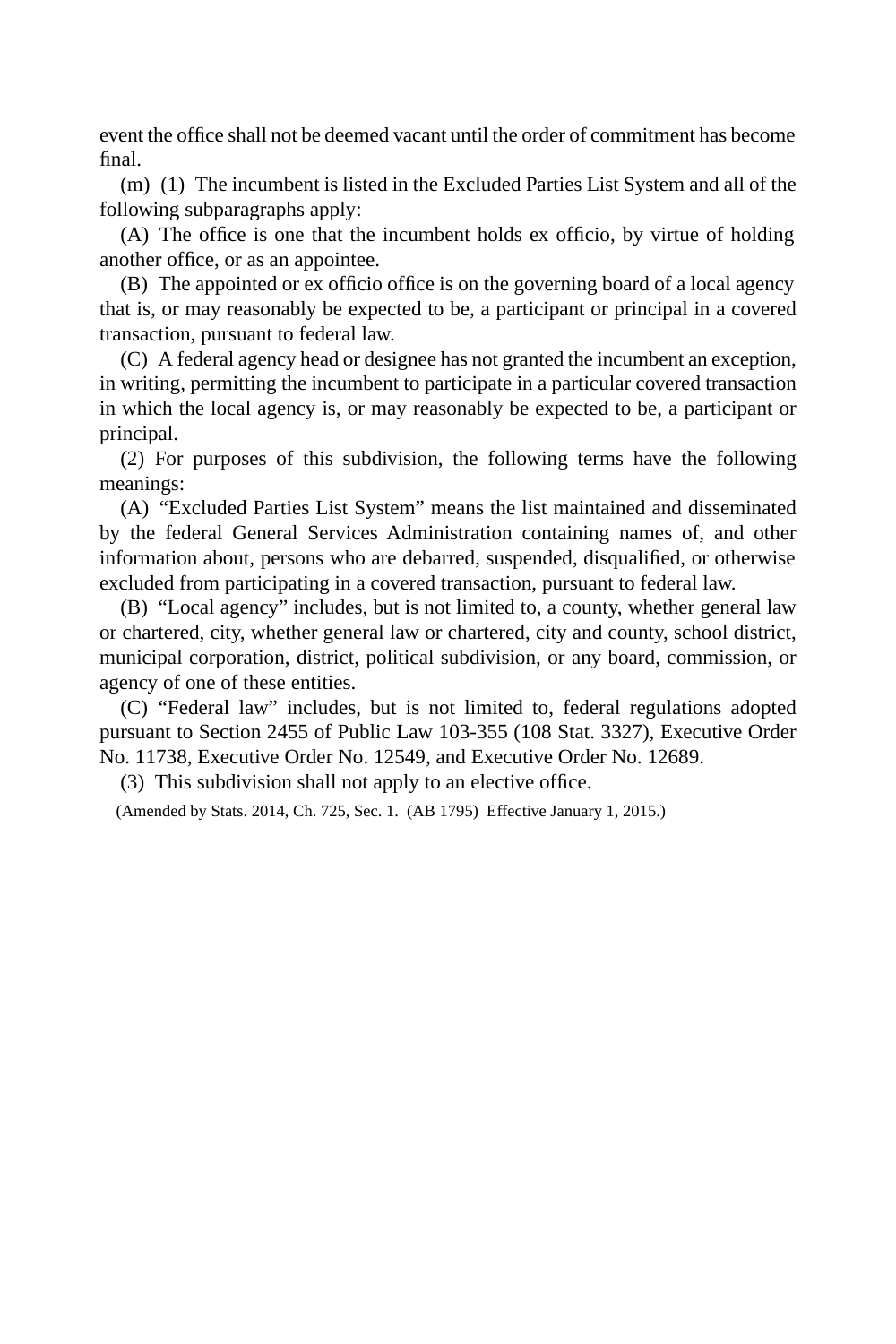event the office shall not be deemed vacant until the order of commitment has become final.

(m) (1) The incumbent is listed in the Excluded Parties List System and all of the following subparagraphs apply:

(A) The office is one that the incumbent holds ex officio, by virtue of holding another office, or as an appointee.

(B) The appointed or ex officio office is on the governing board of a local agency that is, or may reasonably be expected to be, a participant or principal in a covered transaction, pursuant to federal law.

(C) A federal agency head or designee has not granted the incumbent an exception, in writing, permitting the incumbent to participate in a particular covered transaction in which the local agency is, or may reasonably be expected to be, a participant or principal.

(2) For purposes of this subdivision, the following terms have the following meanings:

(A) "Excluded Parties List System" means the list maintained and disseminated by the federal General Services Administration containing names of, and other information about, persons who are debarred, suspended, disqualified, or otherwise excluded from participating in a covered transaction, pursuant to federal law.

(B) "Local agency" includes, but is not limited to, a county, whether general law or chartered, city, whether general law or chartered, city and county, school district, municipal corporation, district, political subdivision, or any board, commission, or agency of one of these entities.

(C) "Federal law" includes, but is not limited to, federal regulations adopted pursuant to Section 2455 of Public Law 103-355 (108 Stat. 3327), Executive Order No. 11738, Executive Order No. 12549, and Executive Order No. 12689.

(3) This subdivision shall not apply to an elective office.

(Amended by Stats. 2014, Ch. 725, Sec. 1. (AB 1795) Effective January 1, 2015.)